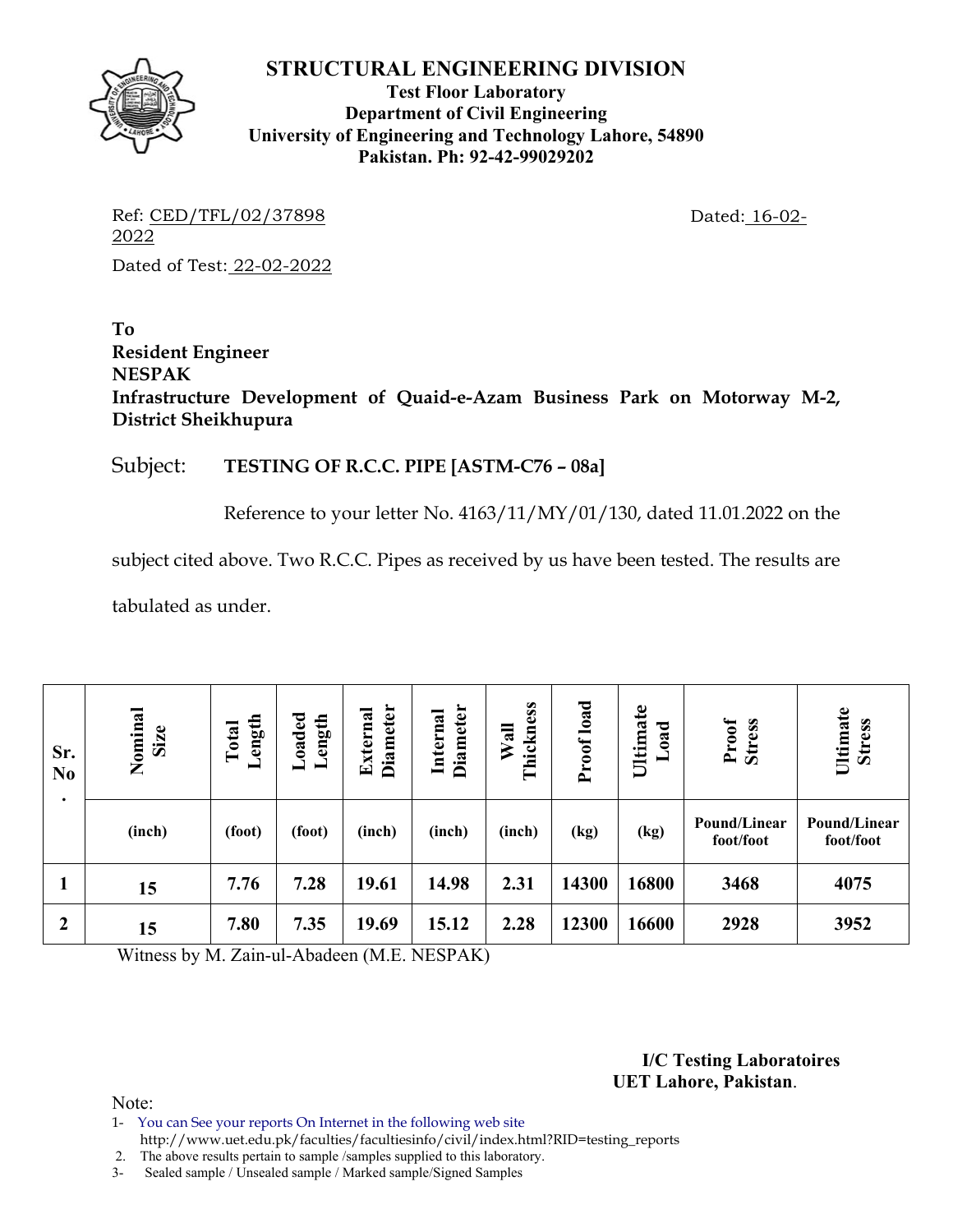# STRUCTURAL ENGINEERING DIVISION

**Test Floor Laboratory**
**Department of Civil Engineering**
**University of Engineering and Technology Lahore, 54890**
**Pakistan. Ph: 92-42-99029202**

Ref: CED/TFL/02/37898 2022

Dated: 16-02-

Dated of Test: 22-02-2022

**To**
**Resident Engineer**
**NESPAK**
**Infrastructure Development of Quaid-e-Azam Business Park on Motorway M-2, District Sheikhupura**

Subject: **TESTING OF R.C.C. PIPE [ASTM-C76 – 08a]**

Reference to your letter No. 4163/11/MY/01/130, dated 11.01.2022 on the subject cited above. Two R.C.C. Pipes as received by us have been tested. The results are tabulated as under.

| Sr. No. | Nominal Size | Total Length | Loaded Length | External Diameter | Internal Diameter | Wall Thickness | Proof load | Ultimate Load | Proof Stress | Ultimate Stress |
|---|---|---|---|---|---|---|---|---|---|---|
| | (inch) | (foot) | (foot) | (inch) | (inch) | (inch) | (kg) | (kg) | Pound/Linear foot/foot | Pound/Linear foot/foot |
| **1** | **15** | **7.76** | **7.28** | **19.61** | **14.98** | **2.31** | **14300** | **16800** | **3468** | **4075** |
| **2** | **15** | **7.80** | **7.35** | **19.69** | **15.12** | **2.28** | **12300** | **16600** | **2928** | **3952** |

Witness by M. Zain-ul-Abadeen (M.E. NESPAK)

**I/C Testing Laboratoires**
**UET Lahore, Pakistan**.

Note:
1- You can See your reports On Internet in the following web site http://www.uet.edu.pk/faculties/facultiesinfo/civil/index.html?RID=testing_reports
2. The above results pertain to sample /samples supplied to this laboratory.
3- Sealed sample / Unsealed sample / Marked sample/Signed Samples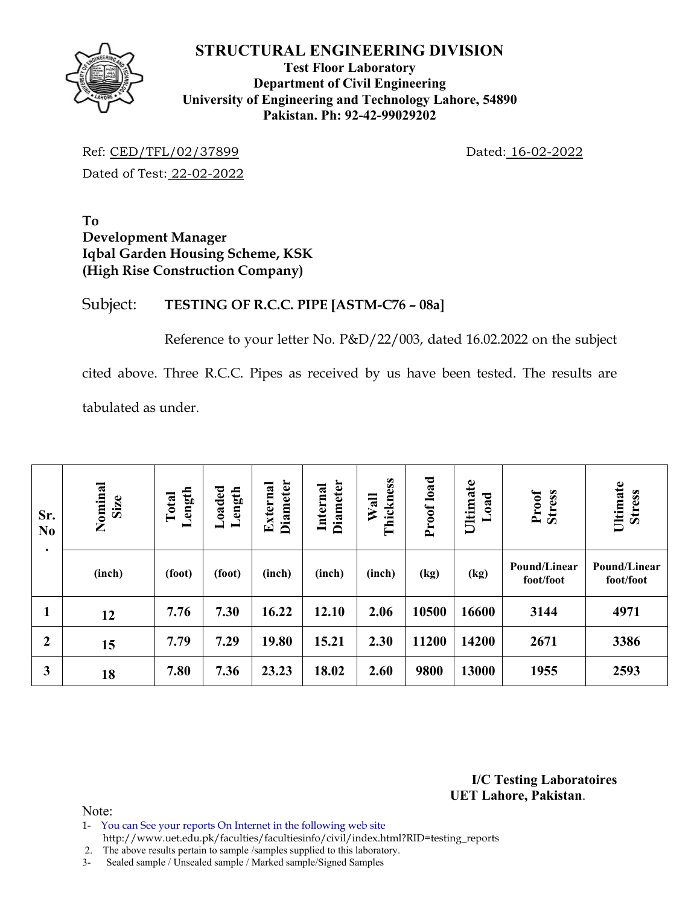# STRUCTURAL ENGINEERING DIVISION

**Test Floor Laboratory**
**Department of Civil Engineering**
**University of Engineering and Technology Lahore, 54890**
**Pakistan. Ph: 92-42-99029202**

Ref: CED/TFL/02/37899 Dated: 16-02-2022

Dated of Test: 22-02-2022

**To**
**Development Manager**
**Iqbal Garden Housing Scheme, KSK**
**(High Rise Construction Company)**

Subject: **TESTING OF R.C.C. PIPE [ASTM-C76 – 08a]**

Reference to your letter No. P&D/22/003, dated 16.02.2022 on the subject cited above. Three R.C.C. Pipes as received by us have been tested. The results are tabulated as under.

| Sr. No. | Nominal Size | Total Length | Loaded Length | External Diameter | Internal Diameter | Wall Thickness | Proof load | Ultimate Load | Proof Stress | Ultimate Stress |
|---|---|---|---|---|---|---|---|---|---|---|
| | (inch) | (foot) | (foot) | (inch) | (inch) | (inch) | (kg) | (kg) | Pound/Linear foot/foot | Pound/Linear foot/foot |
| 1 | 12 | 7.76 | 7.30 | 16.22 | 12.10 | 2.06 | 10500 | 16600 | 3144 | 4971 |
| 2 | 15 | 7.79 | 7.29 | 19.80 | 15.21 | 2.30 | 11200 | 14200 | 2671 | 3386 |
| 3 | 18 | 7.80 | 7.36 | 23.23 | 18.02 | 2.60 | 9800 | 13000 | 1955 | 2593 |

**I/C Testing Laboratoires**
**UET Lahore, Pakistan**.

Note:
1- You can See your reports On Internet in the following web site
http://www.uet.edu.pk/faculties/facultiesinfo/civil/index.html?RID=testing_reports
2. The above results pertain to sample /samples supplied to this laboratory.
3- Sealed sample / Unsealed sample / Marked sample/Signed Samples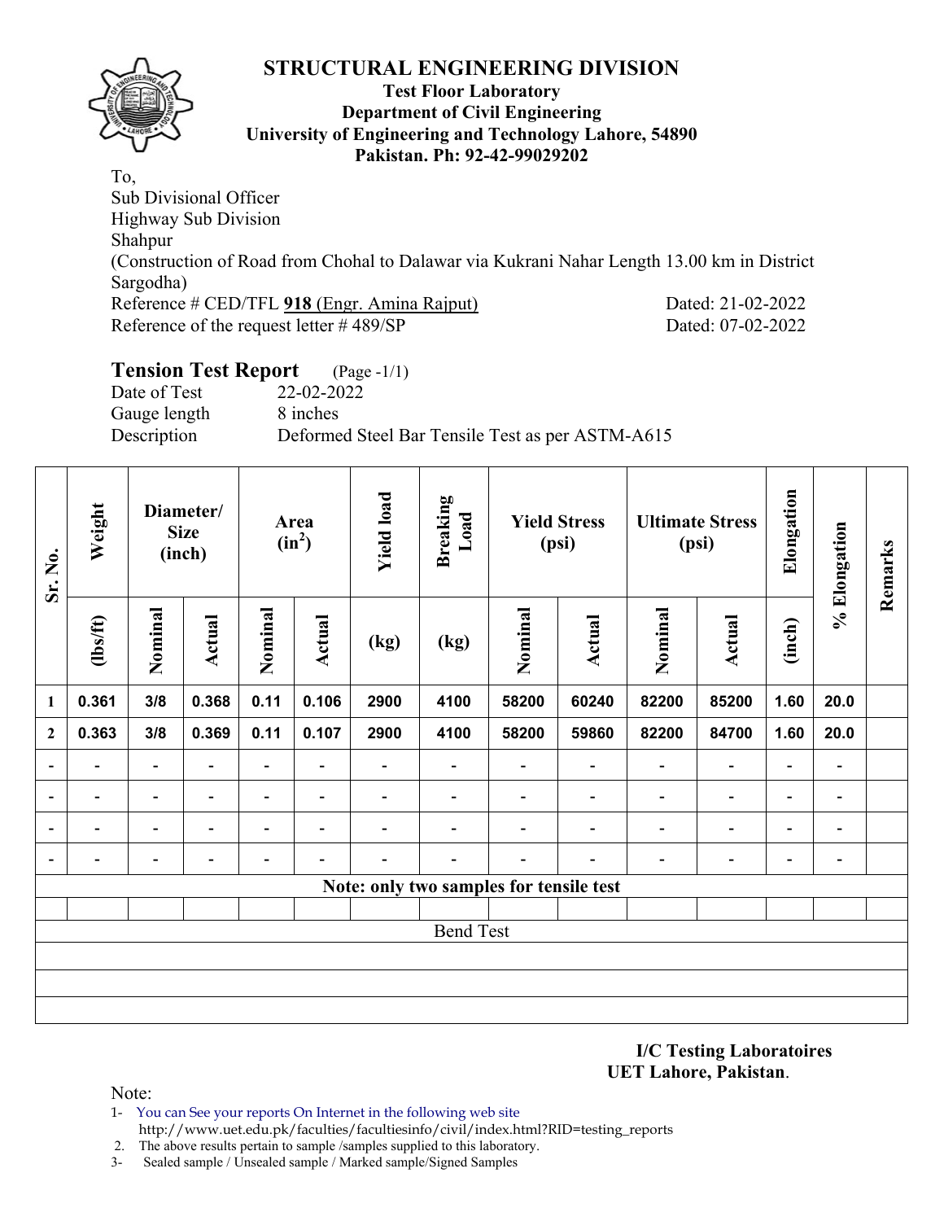## STRUCTURAL ENGINEERING DIVISION

**Test Floor Laboratory**
**Department of Civil Engineering**
**University of Engineering and Technology Lahore, 54890**
**Pakistan. Ph: 92-42-99029202**

To,
Sub Divisional Officer
Highway Sub Division
Shahpur
(Construction of Road from Chohal to Dalawar via Kukrani Nahar Length 13.00 km in District Sargodha)
Reference # CED/TFL **918** (Engr. Amina Rajput) Dated: 21-02-2022
Reference of the request letter # 489/SP Dated: 07-02-2022

### Tension Test Report (Page -1/1)

Date of Test 22-02-2022
Gauge length 8 inches
Description Deformed Steel Bar Tensile Test as per ASTM-A615

| Sr. No. | Weight | Diameter/ Size (inch) | | Area ($in^2$) | | Yield load | Breaking Load | Yield Stress (psi) | | Ultimate Stress (psi) | | Elongation | % Elongation | Remarks |
|---|---|---|---|---|---|---|---|---|---|---|---|---|---|---|
| | (lbs/ft) | Nominal | Actual | Nominal | Actual | (kg) | (kg) | Nominal | Actual | Nominal | Actual | (inch) | | |
| 1 | 0.361 | 3/8 | 0.368 | 0.11 | 0.106 | 2900 | 4100 | 58200 | 60240 | 82200 | 85200 | 1.60 | 20.0 | |
| 2 | 0.363 | 3/8 | 0.369 | 0.11 | 0.107 | 2900 | 4100 | 58200 | 59860 | 82200 | 84700 | 1.60 | 20.0 | |
| - | - | - | - | - | - | - | - | - | - | - | - | - | - | |
| - | - | - | - | - | - | - | - | - | - | - | - | - | - | |
| - | - | - | - | - | - | - | - | - | - | - | - | - | - | |
| - | - | - | - | - | - | - | - | - | - | - | - | - | - | |
| **Note: only two samples for tensile test** | | | | | | | | | | | | | | |
| | | | | | | | | | | | | | | |
| Bend Test | | | | | | | | | | | | | | |

**I/C Testing Laboratoires**
**UET Lahore, Pakistan**.

Note:
1- You can See your reports On Internet in the following web site http://www.uet.edu.pk/faculties/facultiesinfo/civil/index.html?RID=testing_reports
2. The above results pertain to sample /samples supplied to this laboratory.
3- Sealed sample / Unsealed sample / Marked sample/Signed Samples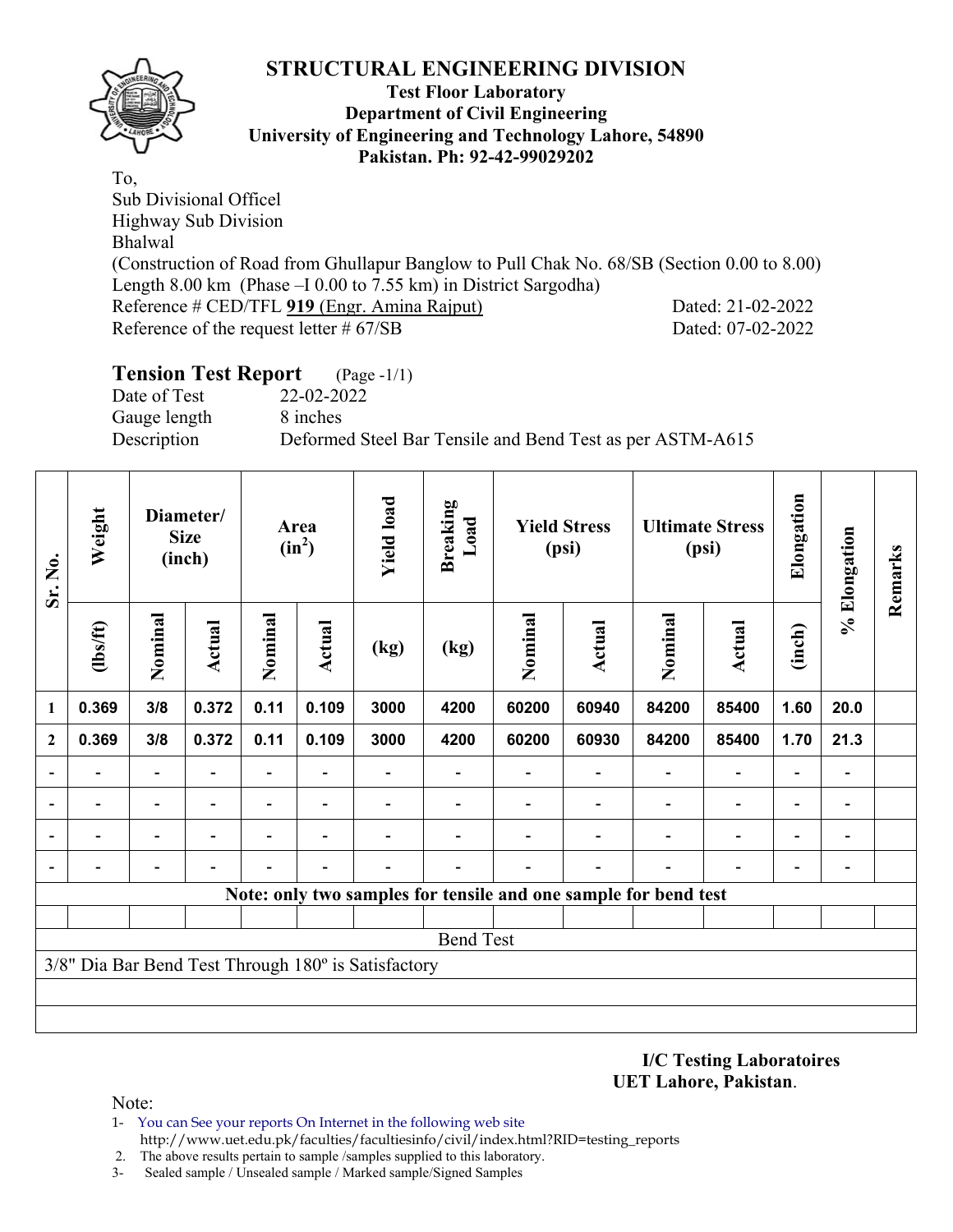# STRUCTURAL ENGINEERING DIVISION

**Test Floor Laboratory**
**Department of Civil Engineering**
**University of Engineering and Technology Lahore, 54890**
**Pakistan. Ph: 92-42-99029202**

To,
Sub Divisional Officel
Highway Sub Division
Bhalwal
(Construction of Road from Ghullapur Banglow to Pull Chak No. 68/SB (Section 0.00 to 8.00) Length 8.00 km (Phase –I 0.00 to 7.55 km) in District Sargodha)
Reference # CED/TFL **919** (Engr. Amina Rajput) Dated: 21-02-2022
Reference of the request letter # 67/SB Dated: 07-02-2022

## Tension Test Report (Page -1/1)

Date of Test 22-02-2022
Gauge length 8 inches
Description Deformed Steel Bar Tensile and Bend Test as per ASTM-A615

| Sr. No. | Weight | Diameter/ Size (inch) | | Area ($in^2$) | | Yield load | Breaking Load | Yield Stress (psi) | | Ultimate Stress (psi) | | Elongation | % Elongation | Remarks |
|---|---|---|---|---|---|---|---|---|---|---|---|---|---|---|
| | (lbs/ft) | Nominal | Actual | Nominal | Actual | (kg) | (kg) | Nominal | Actual | Nominal | Actual | (inch) | | |
| 1 | 0.369 | 3/8 | 0.372 | 0.11 | 0.109 | 3000 | 4200 | 60200 | 60940 | 84200 | 85400 | 1.60 | 20.0 | |
| 2 | 0.369 | 3/8 | 0.372 | 0.11 | 0.109 | 3000 | 4200 | 60200 | 60930 | 84200 | 85400 | 1.70 | 21.3 | |
| - | - | - | - | - | - | - | - | - | - | - | - | - | - | |
| - | - | - | - | - | - | - | - | - | - | - | - | - | - | |
| - | - | - | - | - | - | - | - | - | - | - | - | - | - | |
| - | - | - | - | - | - | - | - | - | - | - | - | - | - | |

**Note: only two samples for tensile and one sample for bend test**

Bend Test

3/8" Dia Bar Bend Test Through 180º is Satisfactory

**I/C Testing Laboratoires**
**UET Lahore, Pakistan**.

Note:

1- You can See your reports On Internet in the following web site
http://www.uet.edu.pk/faculties/facultiesinfo/civil/index.html?RID=testing_reports
2. The above results pertain to sample /samples supplied to this laboratory.
3- Sealed sample / Unsealed sample / Marked sample/Signed Samples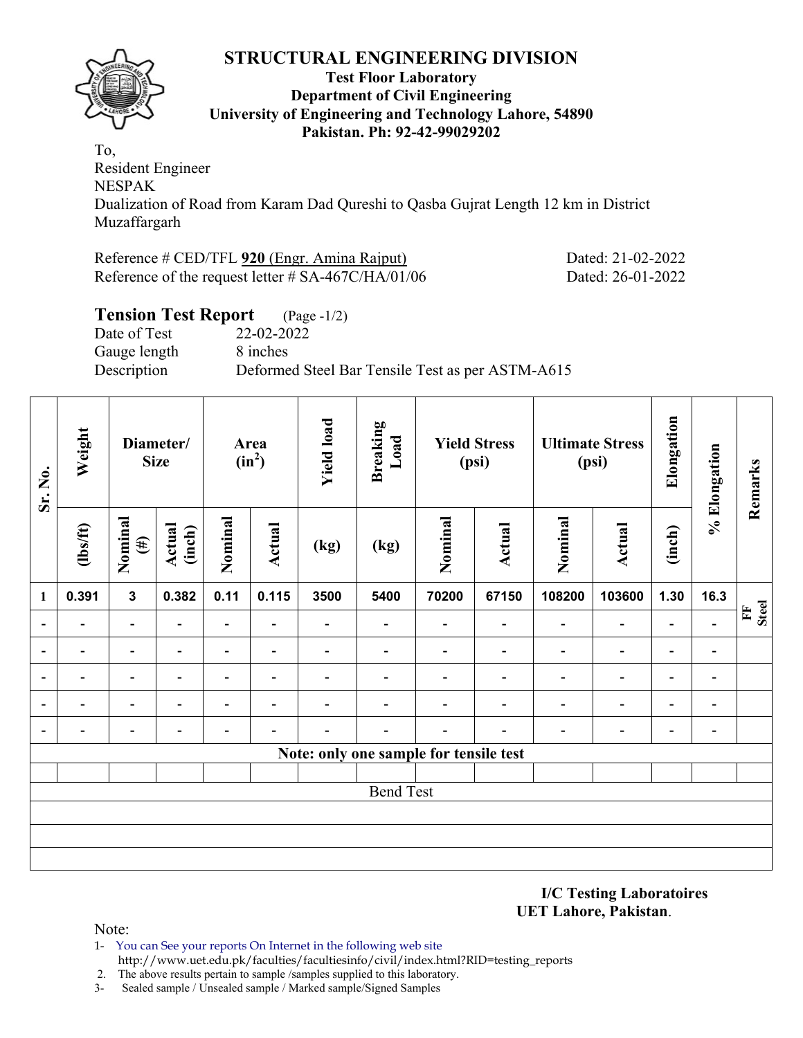# STRUCTURAL ENGINEERING DIVISION

**Test Floor Laboratory**
**Department of Civil Engineering**
**University of Engineering and Technology Lahore, 54890**
**Pakistan. Ph: 92-42-99029202**

To,
Resident Engineer
NESPAK
Dualization of Road from Karam Dad Qureshi to Qasba Gujrat Length 12 km in District Muzaffargarh

Reference # CED/TFL **920** (Engr. Amina Rajput) Dated: 21-02-2022
Reference of the request letter # SA-467C/HA/01/06 Dated: 26-01-2022

## Tension Test Report (Page -1/2)

Date of Test 22-02-2022
Gauge length 8 inches
Description Deformed Steel Bar Tensile Test as per ASTM-A615

| Sr. No. | Weight | Diameter/ Size | | Area ($in^2$) | | Yield load | Breaking Load | Yield Stress (psi) | | Ultimate Stress (psi) | | Elongation | % Elongation | Remarks |
|---|---|---|---|---|---|---|---|---|---|---|---|---|---|---|
| | (lbs/ft) | Nominal (#) | Actual (inch) | Nominal | Actual | (kg) | (kg) | Nominal | Actual | Nominal | Actual | (inch) | | |
| 1 | 0.391 | 3 | 0.382 | 0.11 | 0.115 | 3500 | 5400 | 70200 | 67150 | 108200 | 103600 | 1.30 | 16.3 | FF Steel |
| - | - | - | - | - | - | - | - | - | - | - | - | - | - | |
| - | - | - | - | - | - | - | - | - | - | - | - | - | - | |
| - | - | - | - | - | - | - | - | - | - | - | - | - | - | |
| - | - | - | - | - | - | - | - | - | - | - | - | - | - | |
| - | - | - | - | - | - | - | - | - | - | - | - | - | - | |
| Note: only one sample for tensile test | | | | | | | | | | | | | | |
| Bend Test | | | | | | | | | | | | | | |

**I/C Testing Laboratoires**
**UET Lahore, Pakistan**.

Note:
1- You can See your reports On Internet in the following web site
 http://www.uet.edu.pk/faculties/facultiesinfo/civil/index.html?RID=testing_reports
2. The above results pertain to sample /samples supplied to this laboratory.
3- Sealed sample / Unsealed sample / Marked sample/Signed Samples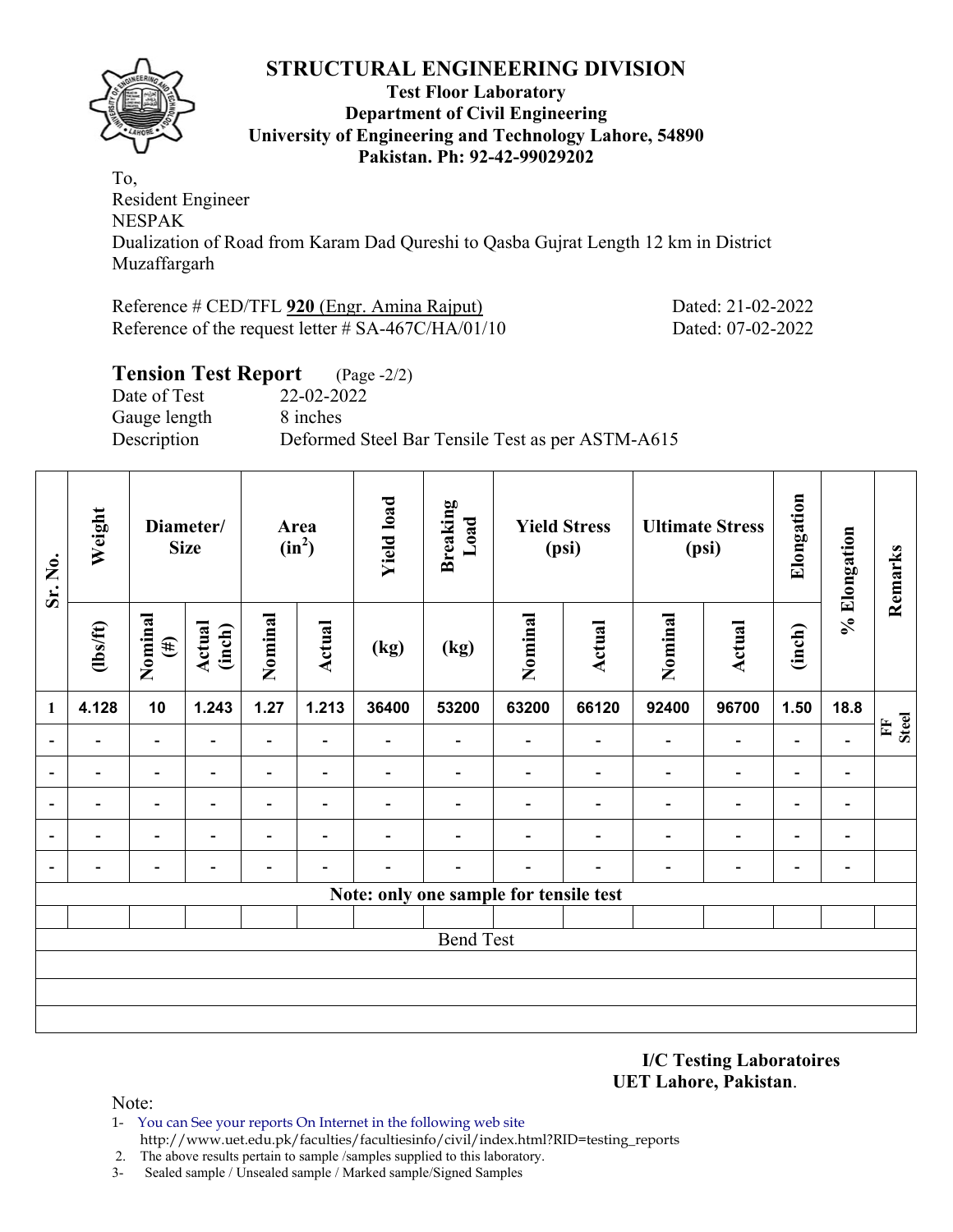# STRUCTURAL ENGINEERING DIVISION

**Test Floor Laboratory**
**Department of Civil Engineering**
**University of Engineering and Technology Lahore, 54890**
**Pakistan. Ph: 92-42-99029202**

To,
Resident Engineer
NESPAK
Dualization of Road from Karam Dad Qureshi to Qasba Gujrat Length 12 km in District Muzaffargarh

Reference # CED/TFL **920** (Engr. Amina Rajput) Dated: 21-02-2022
Reference of the request letter # SA-467C/HA/01/10 Dated: 07-02-2022

## Tension Test Report (Page -2/2)

Date of Test 22-02-2022
Gauge length 8 inches
Description Deformed Steel Bar Tensile Test as per ASTM-A615

| Sr. No. | Weight | Diameter/ Size | | Area (in$^2$) | | Yield load | Breaking Load | Yield Stress (psi) | | Ultimate Stress (psi) | | Elongation | % Elongation | Remarks |
|---|---|---|---|---|---|---|---|---|---|---|---|---|---|---|
| | (lbs/ft) | Nominal (#) | Actual (inch) | Nominal | Actual | (kg) | (kg) | Nominal | Actual | Nominal | Actual | (inch) | | |
| 1 | 4.128 | 10 | 1.243 | 1.27 | 1.213 | 36400 | 53200 | 63200 | 66120 | 92400 | 96700 | 1.50 | 18.8 | FF Steel |
| - | - | - | - | - | - | - | - | - | - | - | - | - | - | |
| - | - | - | - | - | - | - | - | - | - | - | - | - | - | |
| - | - | - | - | - | - | - | - | - | - | - | - | - | - | |
| - | - | - | - | - | - | - | - | - | - | - | - | - | - | |
| - | - | - | - | - | - | - | - | - | - | - | - | - | - | |
| Note: only one sample for tensile test | | | | | | | | | | | | | | |
| | | | | | | | | | | | | | | |
| Bend Test | | | | | | | | | | | | | | |
| | | | | | | | | | | | | | | |
| | | | | | | | | | | | | | | |
| | | | | | | | | | | | | | | |

**I/C Testing Laboratoires**
**UET Lahore, Pakistan.**

Note:
1- You can See your reports On Internet in the following web site
http://www.uet.edu.pk/faculties/facultiesinfo/civil/index.html?RID=testing_reports
2. The above results pertain to sample /samples supplied to this laboratory.
3- Sealed sample / Unsealed sample / Marked sample/Signed Samples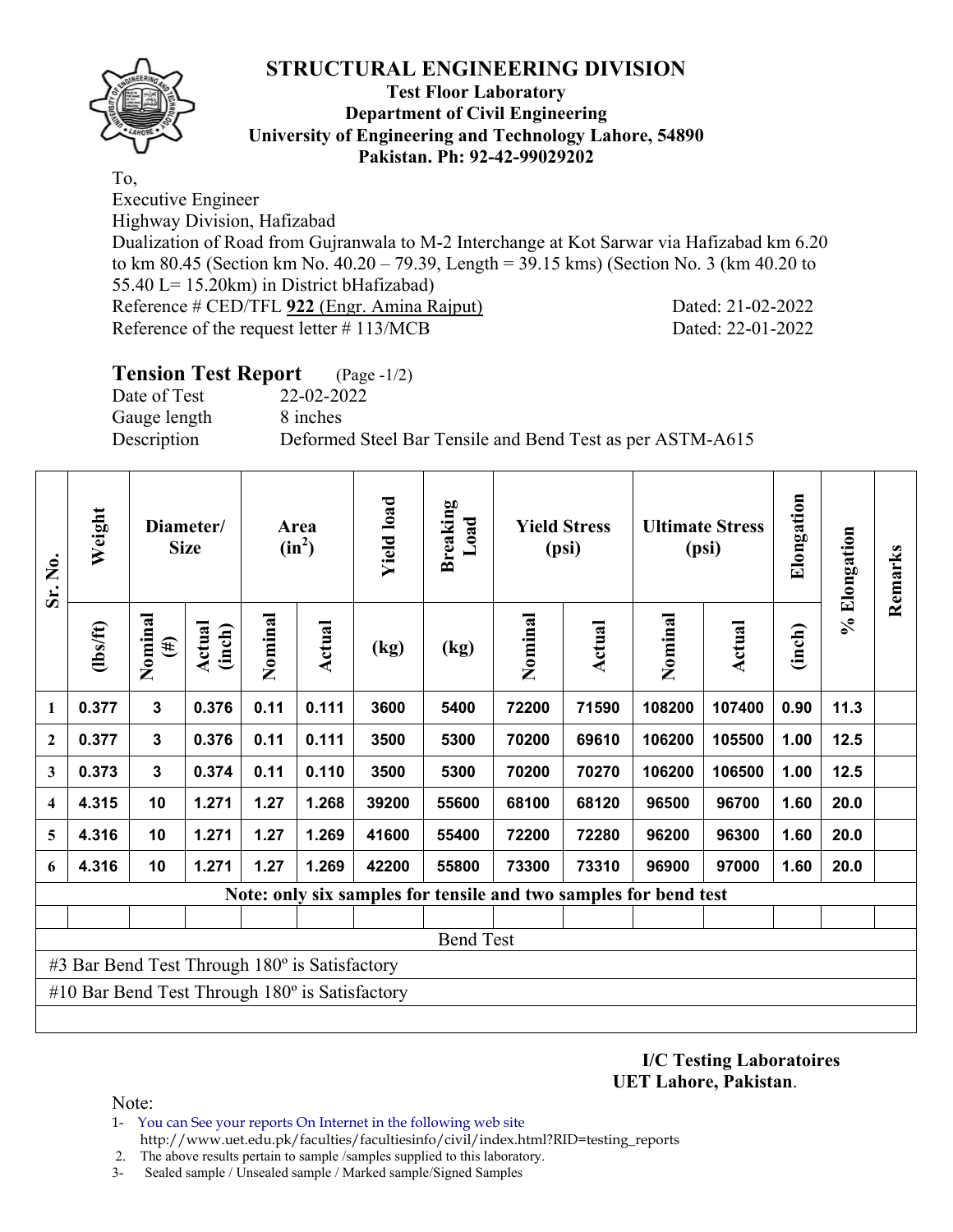# STRUCTURAL ENGINEERING DIVISION

**Test Floor Laboratory**
**Department of Civil Engineering**
**University of Engineering and Technology Lahore, 54890**
**Pakistan. Ph: 92-42-99029202**

To,
Executive Engineer
Highway Division, Hafizabad
Dualization of Road from Gujranwala to M-2 Interchange at Kot Sarwar via Hafizabad km 6.20 to km 80.45 (Section km No. 40.20 – 79.39, Length = 39.15 kms) (Section No. 3 (km 40.20 to 55.40 L= 15.20km) in District bHafizabad)
Reference # CED/TFL **922** (Engr. Amina Rajput) Dated: 21-02-2022
Reference of the request letter # 113/MCB Dated: 22-01-2022

## Tension Test Report (Page -1/2)

Date of Test 22-02-2022
Gauge length 8 inches
Description Deformed Steel Bar Tensile and Bend Test as per ASTM-A615

| Sr. No. | Weight | Diameter/ Size | | Area ($in^2$) | | Yield load | Breaking Load | Yield Stress (psi) | | Ultimate Stress (psi) | | Elongation | % Elongation | Remarks |
|---|---|---|---|---|---|---|---|---|---|---|---|---|---|---|
| | (lbs/ft) | Nominal (#) | Actual (inch) | Nominal | Actual | (kg) | (kg) | Nominal | Actual | Nominal | Actual | (inch) | | |
| 1 | 0.377 | 3 | 0.376 | 0.11 | 0.111 | 3600 | 5400 | 72200 | 71590 | 108200 | 107400 | 0.90 | 11.3 | |
| 2 | 0.377 | 3 | 0.376 | 0.11 | 0.111 | 3500 | 5300 | 70200 | 69610 | 106200 | 105500 | 1.00 | 12.5 | |
| 3 | 0.373 | 3 | 0.374 | 0.11 | 0.110 | 3500 | 5300 | 70200 | 70270 | 106200 | 106500 | 1.00 | 12.5 | |
| 4 | 4.315 | 10 | 1.271 | 1.27 | 1.268 | 39200 | 55600 | 68100 | 68120 | 96500 | 96700 | 1.60 | 20.0 | |
| 5 | 4.316 | 10 | 1.271 | 1.27 | 1.269 | 41600 | 55400 | 72200 | 72280 | 96200 | 96300 | 1.60 | 20.0 | |
| 6 | 4.316 | 10 | 1.271 | 1.27 | 1.269 | 42200 | 55800 | 73300 | 73310 | 96900 | 97000 | 1.60 | 20.0 | |

**Note: only six samples for tensile and two samples for bend test**

Bend Test

#3 Bar Bend Test Through 180º is Satisfactory

#10 Bar Bend Test Through 180º is Satisfactory

**I/C Testing Laboratoires**
**UET Lahore, Pakistan**.

Note:

1- You can See your reports On Internet in the following web site
http://www.uet.edu.pk/faculties/facultiesinfo/civil/index.html?RID=testing_reports
2. The above results pertain to sample /samples supplied to this laboratory.
3- Sealed sample / Unsealed sample / Marked sample/Signed Samples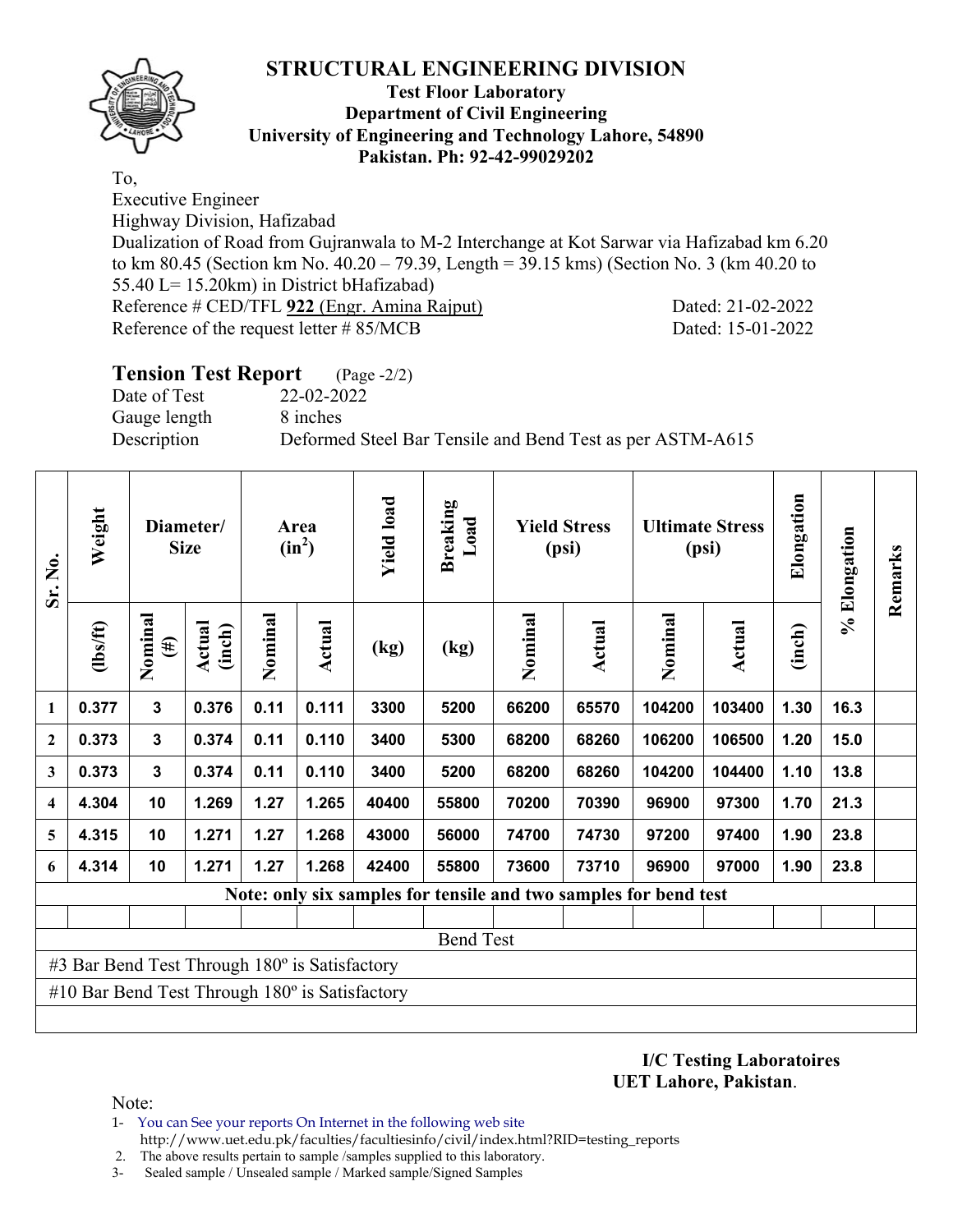# STRUCTURAL ENGINEERING DIVISION

**Test Floor Laboratory**
**Department of Civil Engineering**
**University of Engineering and Technology Lahore, 54890**
**Pakistan. Ph: 92-42-99029202**

To,
Executive Engineer
Highway Division, Hafizabad
Dualization of Road from Gujranwala to M-2 Interchange at Kot Sarwar via Hafizabad km 6.20 to km 80.45 (Section km No. 40.20 – 79.39, Length = 39.15 kms) (Section No. 3 (km 40.20 to 55.40 L= 15.20km) in District bHafizabad)
Reference # CED/TFL **922** (Engr. Amina Rajput) Dated: 21-02-2022
Reference of the request letter # 85/MCB Dated: 15-01-2022

## Tension Test Report (Page -2/2)

Date of Test 22-02-2022
Gauge length 8 inches
Description Deformed Steel Bar Tensile and Bend Test as per ASTM-A615

| Sr. No. | Weight | Diameter/ Size | | Area ($in^2$) | | Yield load | Breaking Load | Yield Stress (psi) | | Ultimate Stress (psi) | | Elongation | % Elongation | Remarks |
|---|---|---|---|---|---|---|---|---|---|---|---|---|---|---|
| | (lbs/ft) | Nominal (#) | Actual (inch) | Nominal | Actual | (kg) | (kg) | Nominal | Actual | Nominal | Actual | (inch) | | |
| 1 | 0.377 | 3 | 0.376 | 0.11 | 0.111 | 3300 | 5200 | 66200 | 65570 | 104200 | 103400 | 1.30 | 16.3 | |
| 2 | 0.373 | 3 | 0.374 | 0.11 | 0.110 | 3400 | 5300 | 68200 | 68260 | 106200 | 106500 | 1.20 | 15.0 | |
| 3 | 0.373 | 3 | 0.374 | 0.11 | 0.110 | 3400 | 5200 | 68200 | 68260 | 104200 | 104400 | 1.10 | 13.8 | |
| 4 | 4.304 | 10 | 1.269 | 1.27 | 1.265 | 40400 | 55800 | 70200 | 70390 | 96900 | 97300 | 1.70 | 21.3 | |
| 5 | 4.315 | 10 | 1.271 | 1.27 | 1.268 | 43000 | 56000 | 74700 | 74730 | 97200 | 97400 | 1.90 | 23.8 | |
| 6 | 4.314 | 10 | 1.271 | 1.27 | 1.268 | 42400 | 55800 | 73600 | 73710 | 96900 | 97000 | 1.90 | 23.8 | |

**Note: only six samples for tensile and two samples for bend test**

Bend Test

#3 Bar Bend Test Through 180º is Satisfactory

#10 Bar Bend Test Through 180º is Satisfactory

**I/C Testing Laboratoires**
**UET Lahore, Pakistan**.

Note:

1- You can See your reports On Internet in the following web site
http://www.uet.edu.pk/faculties/facultiesinfo/civil/index.html?RID=testing_reports
2. The above results pertain to sample /samples supplied to this laboratory.
3- Sealed sample / Unsealed sample / Marked sample/Signed Samples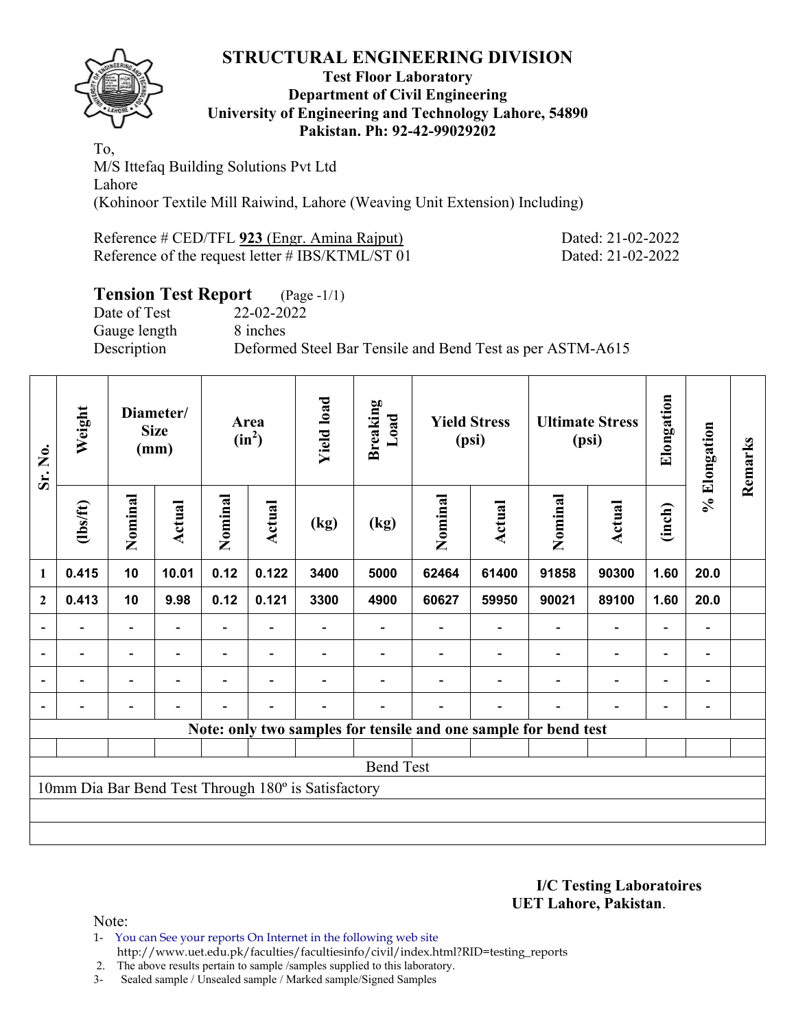# STRUCTURAL ENGINEERING DIVISION

**Test Floor Laboratory**
**Department of Civil Engineering**
**University of Engineering and Technology Lahore, 54890**
**Pakistan. Ph: 92-42-99029202**

To,
M/S Ittefaq Building Solutions Pvt Ltd
Lahore
(Kohinoor Textile Mill Raiwind, Lahore (Weaving Unit Extension) Including)

Reference # CED/TFL **923** (Engr. Amina Rajput) Dated: 21-02-2022
Reference of the request letter # IBS/KTML/ST 01 Dated: 21-02-2022

## Tension Test Report (Page -1/1)

Date of Test 22-02-2022
Gauge length 8 inches
Description Deformed Steel Bar Tensile and Bend Test as per ASTM-A615

| Sr. No. | Weight | Diameter/ Size (mm) | | Area ($in^2$) | | Yield load | Breaking Load | Yield Stress (psi) | | Ultimate Stress (psi) | | Elongation | % Elongation | Remarks |
|---|---|---|---|---|---|---|---|---|---|---|---|---|---|---|
| | (lbs/ft) | Nominal | Actual | Nominal | Actual | (kg) | (kg) | Nominal | Actual | Nominal | Actual | (inch) | | |
| 1 | 0.415 | 10 | 10.01 | 0.12 | 0.122 | 3400 | 5000 | 62464 | 61400 | 91858 | 90300 | 1.60 | 20.0 | |
| 2 | 0.413 | 10 | 9.98 | 0.12 | 0.121 | 3300 | 4900 | 60627 | 59950 | 90021 | 89100 | 1.60 | 20.0 | |
| - | - | - | - | - | - | - | - | - | - | - | - | - | - | |
| - | - | - | - | - | - | - | - | - | - | - | - | - | - | |
| - | - | - | - | - | - | - | - | - | - | - | - | - | - | |
| - | - | - | - | - | - | - | - | - | - | - | - | - | - | |
| **Note: only two samples for tensile and one sample for bend test** | | | | | | | | | | | | | | |
| | | | | | | | | | | | | | | |
| Bend Test | | | | | | | | | | | | | | |
| 10mm Dia Bar Bend Test Through 180º is Satisfactory | | | | | | | | | | | | | | |

**I/C Testing Laboratoires**
**UET Lahore, Pakistan**.

Note:
1- You can See your reports On Internet in the following web site
http://www.uet.edu.pk/faculties/facultiesinfo/civil/index.html?RID=testing_reports
2. The above results pertain to sample /samples supplied to this laboratory.
3- Sealed sample / Unsealed sample / Marked sample/Signed Samples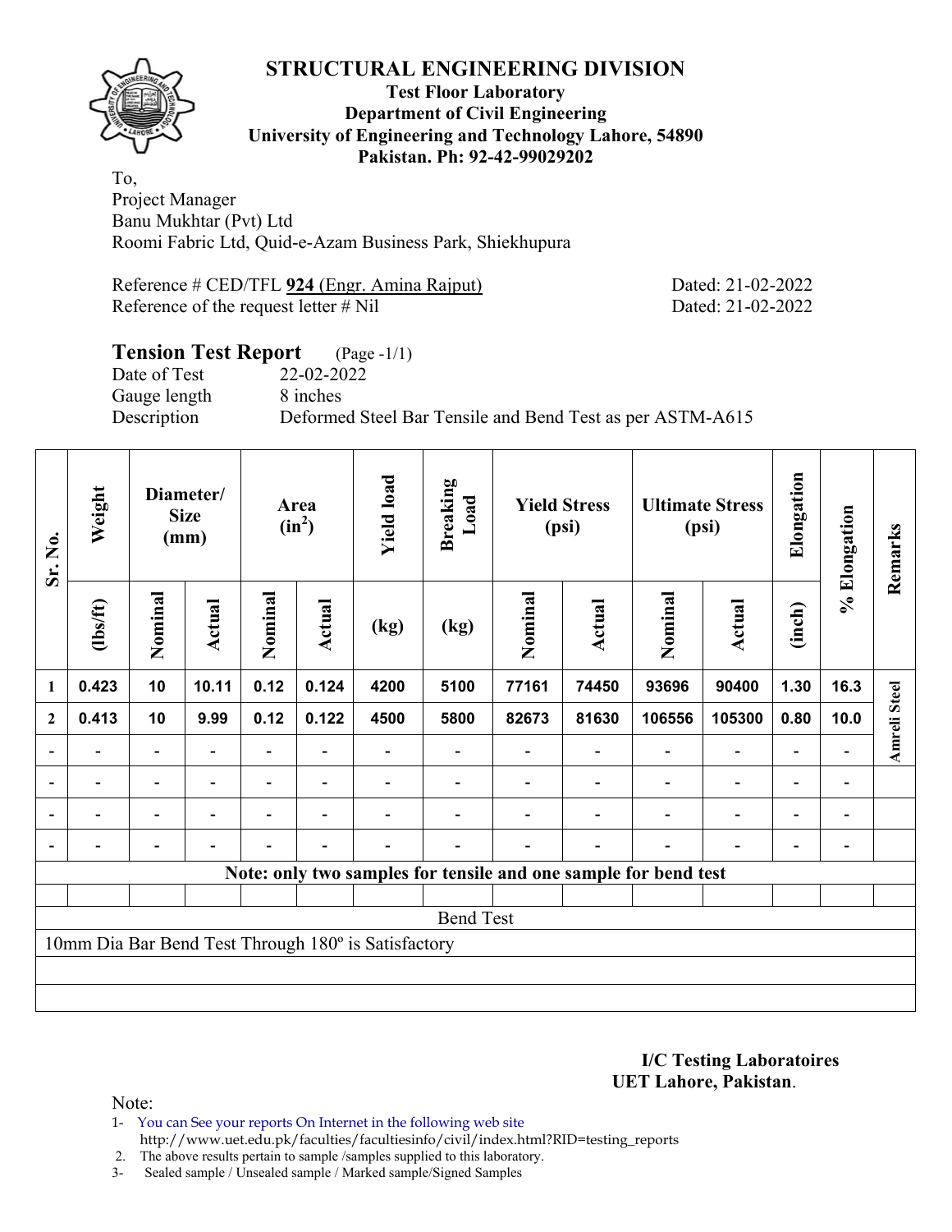# STRUCTURAL ENGINEERING DIVISION

**Test Floor Laboratory**
**Department of Civil Engineering**
**University of Engineering and Technology Lahore, 54890**
**Pakistan. Ph: 92-42-99029202**

To,
Project Manager
Banu Mukhtar (Pvt) Ltd
Roomi Fabric Ltd, Quid-e-Azam Business Park, Shiekhupura

Reference # CED/TFL **924** (Engr. Amina Rajput) Dated: 21-02-2022
Reference of the request letter # Nil Dated: 21-02-2022

## Tension Test Report (Page -1/1)

Date of Test 22-02-2022
Gauge length 8 inches
Description Deformed Steel Bar Tensile and Bend Test as per ASTM-A615

| Sr. No. | Weight | Diameter/ Size (mm) | | Area ($in^2$) | | Yield load | Breaking Load | Yield Stress (psi) | | Ultimate Stress (psi) | | Elongation | % Elongation | Remarks |
|---|---|---|---|---|---|---|---|---|---|---|---|---|---|---|
| | (lbs/ft) | Nominal | Actual | Nominal | Actual | (kg) | (kg) | Nominal | Actual | Nominal | Actual | (inch) | | |
| 1 | 0.423 | 10 | 10.11 | 0.12 | 0.124 | 4200 | 5100 | 77161 | 74450 | 93696 | 90400 | 1.30 | 16.3 | Amreli Steel |
| 2 | 0.413 | 10 | 9.99 | 0.12 | 0.122 | 4500 | 5800 | 82673 | 81630 | 106556 | 105300 | 0.80 | 10.0 | |
| - | - | - | - | - | - | - | - | - | - | - | - | - | - | |
| - | - | - | - | - | - | - | - | - | - | - | - | - | - | |
| - | - | - | - | - | - | - | - | - | - | - | - | - | - | |
| - | - | - | - | - | - | - | - | - | - | - | - | - | - | |
| Note: only two samples for tensile and one sample for bend test | | | | | | | | | | | | | | |
| Bend Test | | | | | | | | | | | | | | |
| 10mm Dia Bar Bend Test Through 180º is Satisfactory | | | | | | | | | | | | | | |

**I/C Testing Laboratoires**
**UET Lahore, Pakistan**.

Note:
1- You can See your reports On Internet in the following web site
http://www.uet.edu.pk/faculties/facultiesinfo/civil/index.html?RID=testing_reports
2. The above results pertain to sample /samples supplied to this laboratory.
3- Sealed sample / Unsealed sample / Marked sample/Signed Samples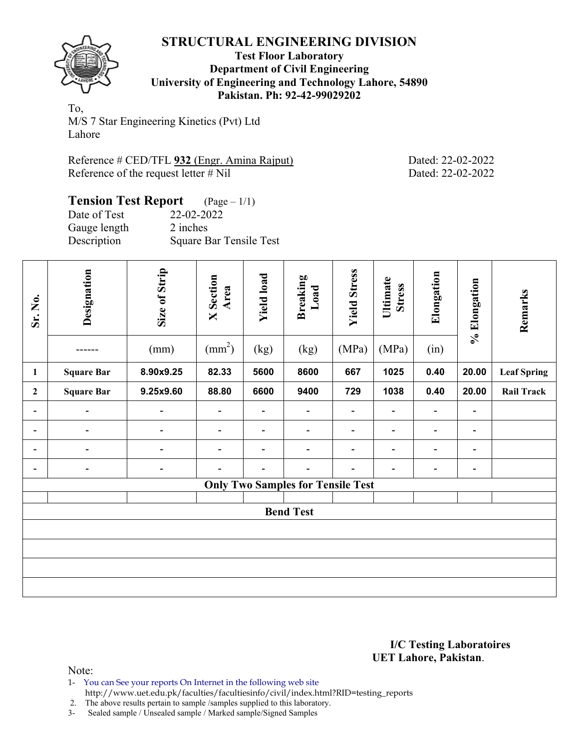# STRUCTURAL ENGINEERING DIVISION

**Test Floor Laboratory**
**Department of Civil Engineering**
**University of Engineering and Technology Lahore, 54890**
**Pakistan. Ph: 92-42-99029202**

To,
M/S 7 Star Engineering Kinetics (Pvt) Ltd
Lahore

Reference # CED/TFL **932** (Engr. Amina Rajput) Dated: 22-02-2022
Reference of the request letter # Nil Dated: 22-02-2022

## Tension Test Report (Page – 1/1)

Date of Test 22-02-2022
Gauge length 2 inches
Description Square Bar Tensile Test

| Sr. No. | Designation | Size of Strip | X Section Area | Yield load | Breaking Load | Yield Stress | Ultimate Stress | Elongation | % Elongation | Remarks |
|---|---|---|---|---|---|---|---|---|---|---|
| | ------ | (mm) | ($mm^2$) | (kg) | (kg) | (MPa) | (MPa) | (in) | | |
| **1** | **Square Bar** | **8.90x9.25** | **82.33** | **5600** | **8600** | **667** | **1025** | **0.40** | **20.00** | **Leaf Spring** |
| **2** | **Square Bar** | **9.25x9.60** | **88.80** | **6600** | **9400** | **729** | **1038** | **0.40** | **20.00** | **Rail Track** |
| - | - | - | - | - | - | - | - | - | - | |
| - | - | - | - | - | - | - | - | - | - | |
| - | - | - | - | - | - | - | - | - | - | |
| - | - | - | - | - | - | - | - | - | - | |
| **Only Two Samples for Tensile Test** | | | | | | | | | | |
| | | | | | | | | | | |
| **Bend Test** | | | | | | | | | | |
| | | | | | | | | | | |
| | | | | | | | | | | |
| | | | | | | | | | | |
| | | | | | | | | | | |

**I/C Testing Laboratoires**
**UET Lahore, Pakistan**.

Note:
1- You can See your reports On Internet in the following web site
http://www.uet.edu.pk/faculties/facultiesinfo/civil/index.html?RID=testing_reports
2. The above results pertain to sample /samples supplied to this laboratory.
3- Sealed sample / Unsealed sample / Marked sample/Signed Samples